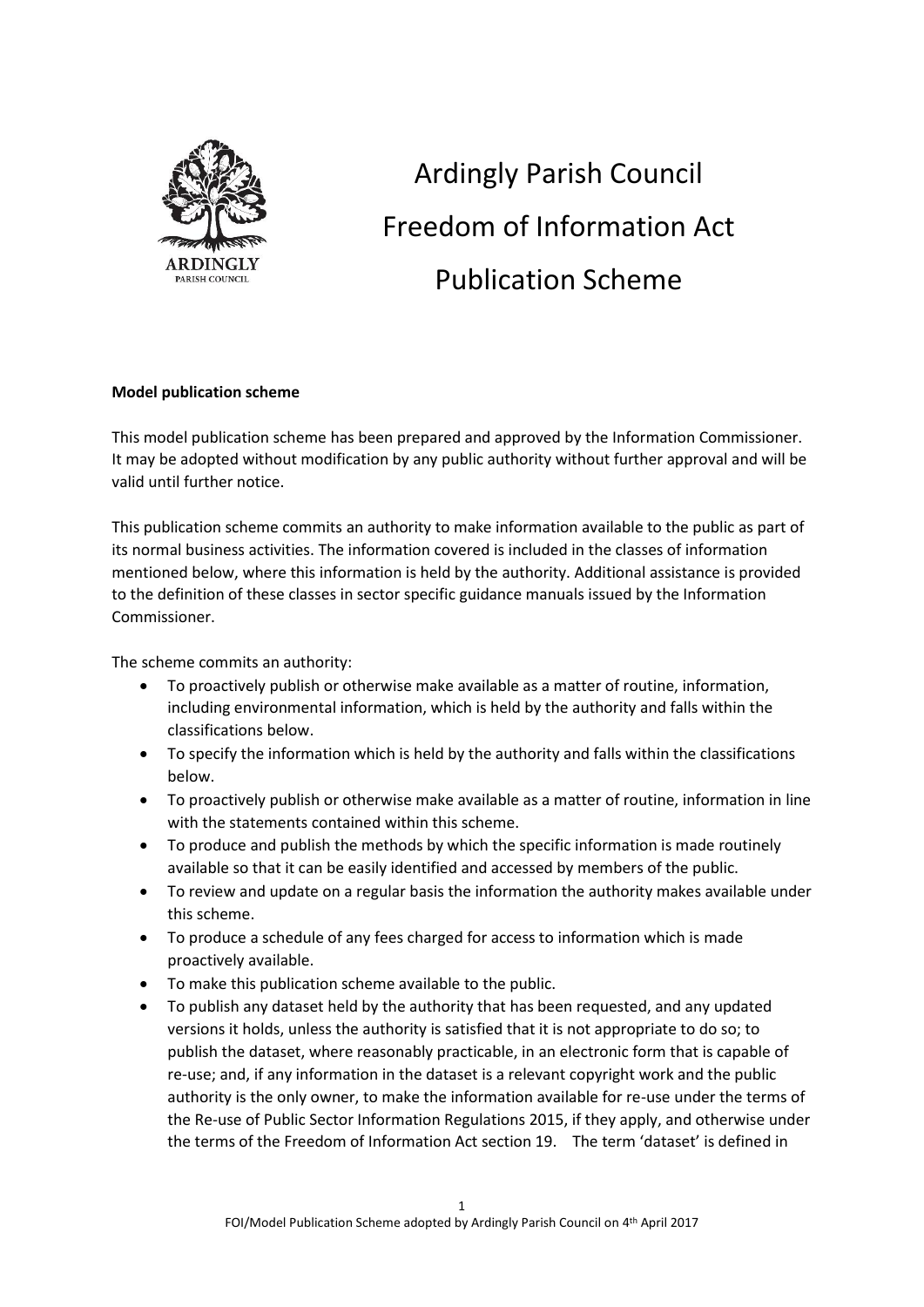# Ardingly Parish Council Freedom of Information Act Publication Scheme

**Model publication scheme**

This model publication scheme has been prepared and approved by the Information Commissioner. It may be adopted without modification by any public authority without further approval and will be valid until further notice.

This publication scheme commits an authority to make information available to the public as part of its normal business activities. The information covered is included in the classes of information mentioned below, where this information is held by the authority. Additional assistance is provided to the definition of these classes in sector specific guidance manuals issued by the Information Commissioner.

The scheme commits an authority:

- To proactively publish or otherwise make available as a matter of routine, information, including environmental information, which is held by the authority and falls within the classifications below.
- To specify the information which is held by the authority and falls within the classifications below.
- To proactively publish or otherwise make available as a matter of routine, information in line with the statements contained within this scheme.
- To produce and publish the methods by which the specific information is made routinely available so that it can be easily identified and accessed by members of the public.
- To review and update on a regular basis the information the authority makes available under this scheme.
- To produce a schedule of any fees charged for access to information which is made proactively available.
- To make this publication scheme available to the public.
- To publish any dataset held by the authority that has been requested, and any updated versions it holds, unless the authority is satisfied that it is not appropriate to do so; to publish the dataset, where reasonably practicable, in an electronic form that is capable of re-use; and, if any information in the dataset is a relevant copyright work and the public authority is the only owner, to make the information available for re-use under the terms of the Re-use of Public Sector Information Regulations 2015, if they apply, and otherwise under the terms of the Freedom of Information Act section 19. The term 'dataset' is defined in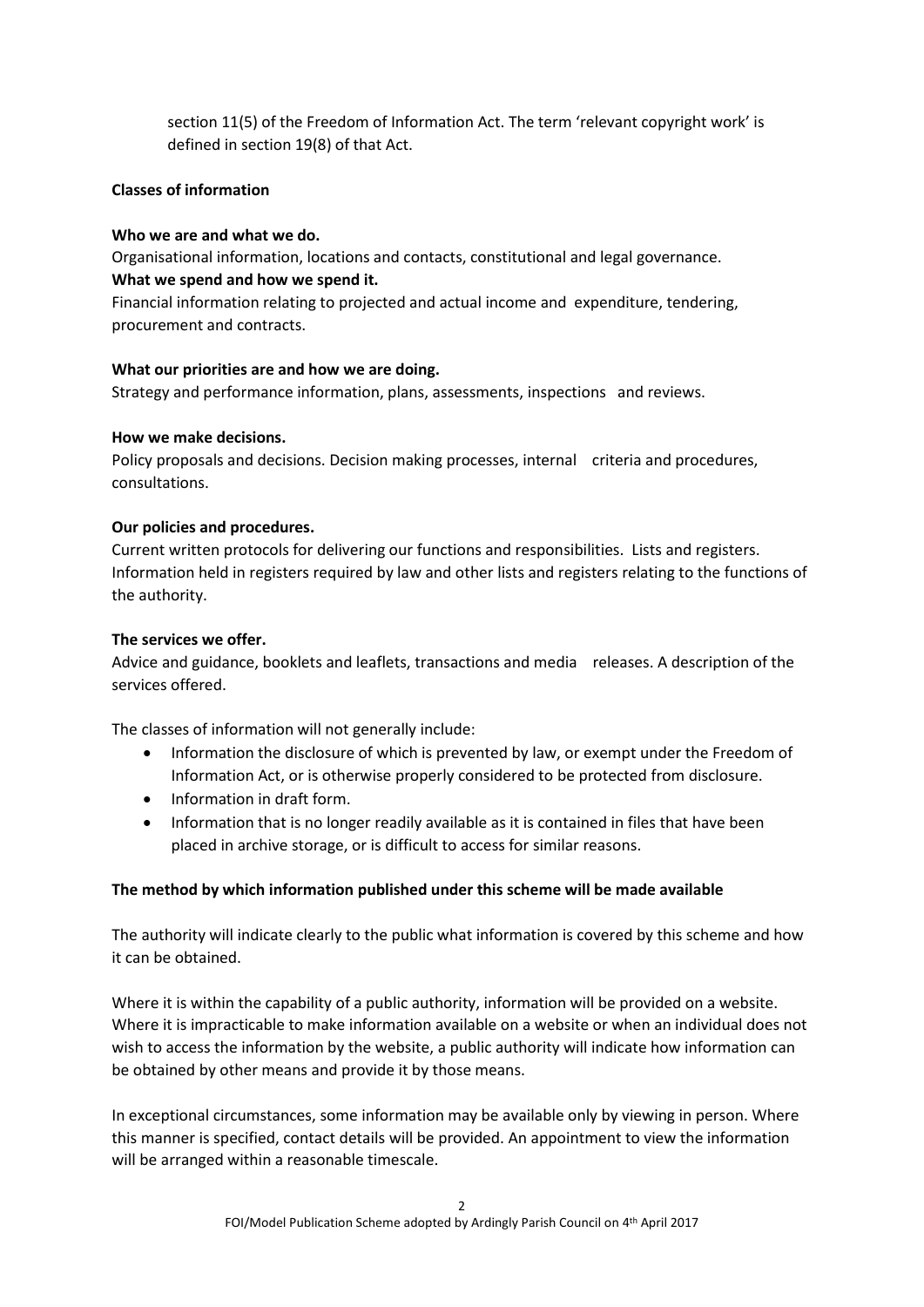section 11(5) of the Freedom of Information Act. The term 'relevant copyright work' is defined in section 19(8) of that Act.

**Classes of information**

**Who we are and what we do.**
Organisational information, locations and contacts, constitutional and legal governance.
**What we spend and how we spend it.**
Financial information relating to projected and actual income and expenditure, tendering, procurement and contracts.

**What our priorities are and how we are doing.**
Strategy and performance information, plans, assessments, inspections and reviews.

**How we make decisions.**
Policy proposals and decisions. Decision making processes, internal criteria and procedures, consultations.

**Our policies and procedures.**
Current written protocols for delivering our functions and responsibilities. Lists and registers. Information held in registers required by law and other lists and registers relating to the functions of the authority.

**The services we offer.**
Advice and guidance, booklets and leaflets, transactions and media releases. A description of the services offered.

The classes of information will not generally include:

- Information the disclosure of which is prevented by law, or exempt under the Freedom of Information Act, or is otherwise properly considered to be protected from disclosure.
- Information in draft form.
- Information that is no longer readily available as it is contained in files that have been placed in archive storage, or is difficult to access for similar reasons.

**The method by which information published under this scheme will be made available**

The authority will indicate clearly to the public what information is covered by this scheme and how it can be obtained.

Where it is within the capability of a public authority, information will be provided on a website. Where it is impracticable to make information available on a website or when an individual does not wish to access the information by the website, a public authority will indicate how information can be obtained by other means and provide it by those means.

In exceptional circumstances, some information may be available only by viewing in person. Where this manner is specified, contact details will be provided. An appointment to view the information will be arranged within a reasonable timescale.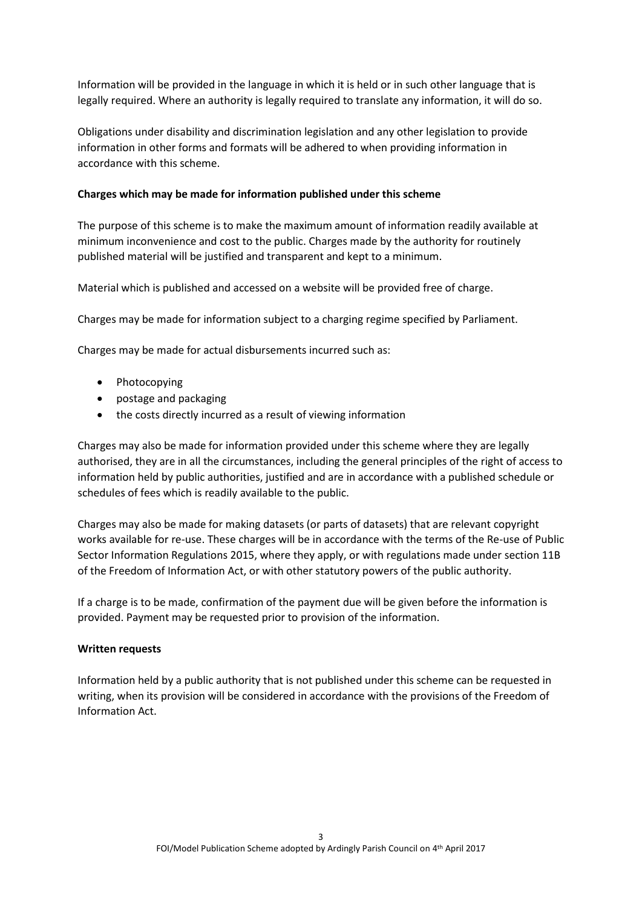Information will be provided in the language in which it is held or in such other language that is legally required. Where an authority is legally required to translate any information, it will do so.

Obligations under disability and discrimination legislation and any other legislation to provide information in other forms and formats will be adhered to when providing information in accordance with this scheme.

**Charges which may be made for information published under this scheme**

The purpose of this scheme is to make the maximum amount of information readily available at minimum inconvenience and cost to the public. Charges made by the authority for routinely published material will be justified and transparent and kept to a minimum.

Material which is published and accessed on a website will be provided free of charge.

Charges may be made for information subject to a charging regime specified by Parliament.

Charges may be made for actual disbursements incurred such as:

- Photocopying
- postage and packaging
- the costs directly incurred as a result of viewing information

Charges may also be made for information provided under this scheme where they are legally authorised, they are in all the circumstances, including the general principles of the right of access to information held by public authorities, justified and are in accordance with a published schedule or schedules of fees which is readily available to the public.

Charges may also be made for making datasets (or parts of datasets) that are relevant copyright works available for re-use. These charges will be in accordance with the terms of the Re-use of Public Sector Information Regulations 2015, where they apply, or with regulations made under section 11B of the Freedom of Information Act, or with other statutory powers of the public authority.

If a charge is to be made, confirmation of the payment due will be given before the information is provided. Payment may be requested prior to provision of the information.

**Written requests**

Information held by a public authority that is not published under this scheme can be requested in writing, when its provision will be considered in accordance with the provisions of the Freedom of Information Act.